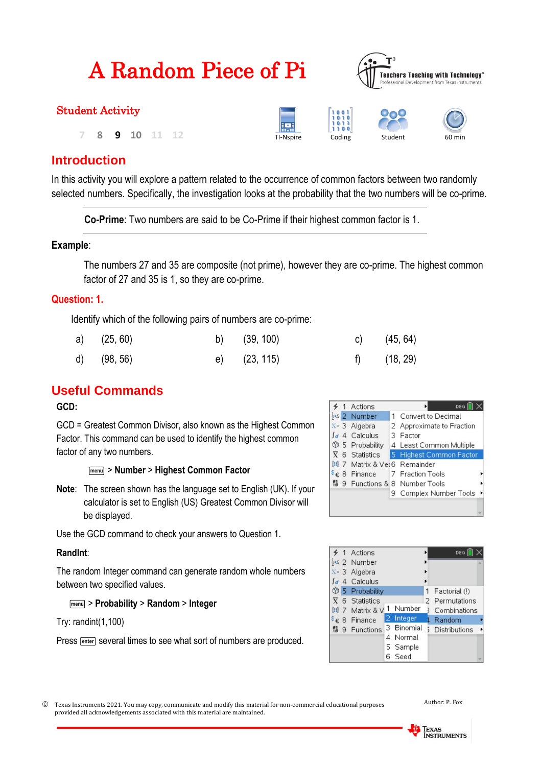# A Random Piece of Pi

Teachers Teaching with Technology™
Professional Development from Texas Instruments

**Student Activity**

7 8 **9** 10 11 12

TI-Nspire | Coding | Student | 60 min

## Introduction

In this activity you will explore a pattern related to the occurrence of common factors between two randomly selected numbers. Specifically, the investigation looks at the probability that the two numbers will be co-prime.

---

**Co-Prime**: Two numbers are said to be Co-Prime if their highest common factor is 1.

---

**Example**:

The numbers 27 and 35 are composite (not prime), however they are co-prime. The highest common factor of 27 and 35 is 1, so they are co-prime.

### Question: 1.

Identify which of the following pairs of numbers are co-prime:

| | | | | | |
|---|---|---|---|---|---|
| a) | (25, 60) | b) | (39, 100) | c) | (45, 64) |
| d) | (98, 56) | e) | (23, 115) | f) | (18, 29) |

## Useful Commands

**GCD:**

GCD = Greatest Common Divisor, also known as the Highest Common Factor. This command can be used to identify the highest common factor of any two numbers.

menu > **Number** > **Highest Common Factor**

**Note**: The screen shown has the language set to English (UK). If your calculator is set to English (US) Greatest Common Divisor will be displayed.

Use the GCD command to check your answers to Question 1.

**RandInt**:

The random Integer command can generate random whole numbers between two specified values.

menu > **Probability** > **Random** > **Integer**

Try: randint(1,100)

Press enter several times to see what sort of numbers are produced.

© Texas Instruments 2021. You may copy, communicate and modify this material for non-commercial educational purposes provided all acknowledgements associated with this material are maintained.

Author: P. Fox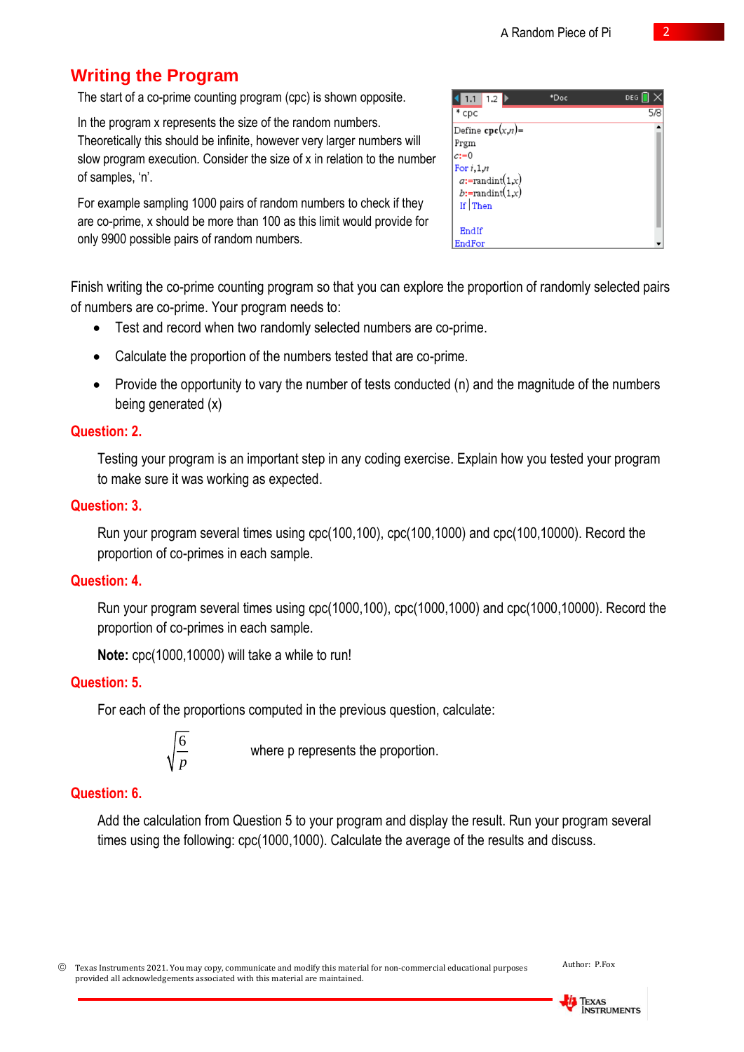## Writing the Program

The start of a co-prime counting program (cpc) is shown opposite.

In the program x represents the size of the random numbers. Theoretically this should be infinite, however very larger numbers will slow program execution. Consider the size of x in relation to the number of samples, 'n'.

For example sampling 1000 pairs of random numbers to check if they are co-prime, x should be more than 100 as this limit would provide for only 9900 possible pairs of random numbers.

```
Define cpc(x,n)=
Prgm
c:=0
For i,1,n
  a:=randint(1,x)
  b:=randint(1,x)
  If | Then

  EndIf
EndFor
```

Finish writing the co-prime counting program so that you can explore the proportion of randomly selected pairs of numbers are co-prime. Your program needs to:

- Test and record when two randomly selected numbers are co-prime.
- Calculate the proportion of the numbers tested that are co-prime.
- Provide the opportunity to vary the number of tests conducted (n) and the magnitude of the numbers being generated (x)

### Question: 2.

Testing your program is an important step in any coding exercise. Explain how you tested your program to make sure it was working as expected.

### Question: 3.

Run your program several times using cpc(100,100), cpc(100,1000) and cpc(100,10000). Record the proportion of co-primes in each sample.

### Question: 4.

Run your program several times using cpc(1000,100), cpc(1000,1000) and cpc(1000,10000). Record the proportion of co-primes in each sample.

**Note:** cpc(1000,10000) will take a while to run!

### Question: 5.

For each of the proportions computed in the previous question, calculate:

$$\sqrt{\frac{6}{p}}$$

where p represents the proportion.

### Question: 6.

Add the calculation from Question 5 to your program and display the result. Run your program several times using the following: cpc(1000,1000). Calculate the average of the results and discuss.

© Texas Instruments 2021. You may copy, communicate and modify this material for non-commercial educational purposes provided all acknowledgements associated with this material are maintained.

Author: P.Fox